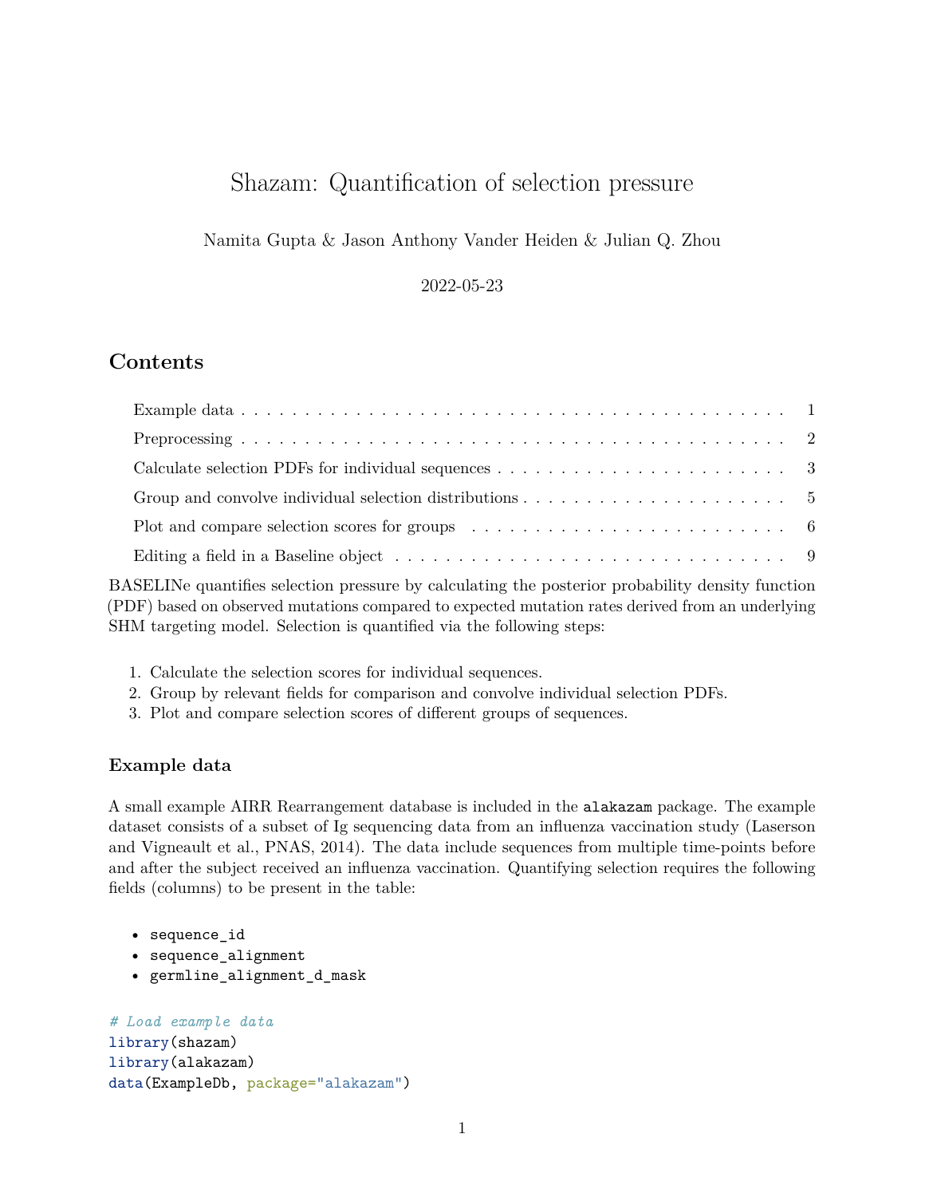# Shazam: Quantification of selection pressure

Namita Gupta & Jason Anthony Vander Heiden & Julian Q. Zhou

2022-05-23

## Contents

- Example data . . . 1
- Preprocessing . . . 2
- Calculate selection PDFs for individual sequences . . . 3
- Group and convolve individual selection distributions . . . 5
- Plot and compare selection scores for groups . . . 6
- Editing a field in a Baseline object . . . 9

BASELINe quantifies selection pressure by calculating the posterior probability density function (PDF) based on observed mutations compared to expected mutation rates derived from an underlying SHM targeting model. Selection is quantified via the following steps:

1. Calculate the selection scores for individual sequences.
2. Group by relevant fields for comparison and convolve individual selection PDFs.
3. Plot and compare selection scores of different groups of sequences.

### Example data

A small example AIRR Rearrangement database is included in the `alakazam` package. The example dataset consists of a subset of Ig sequencing data from an influenza vaccination study (Laserson and Vigneault et al., PNAS, 2014). The data include sequences from multiple time-points before and after the subject received an influenza vaccination. Quantifying selection requires the following fields (columns) to be present in the table:

- `sequence_id`
- `sequence_alignment`
- `germline_alignment_d_mask`

```
# Load example data
library(shazam)
library(alakazam)
data(ExampleDb, package="alakazam")
```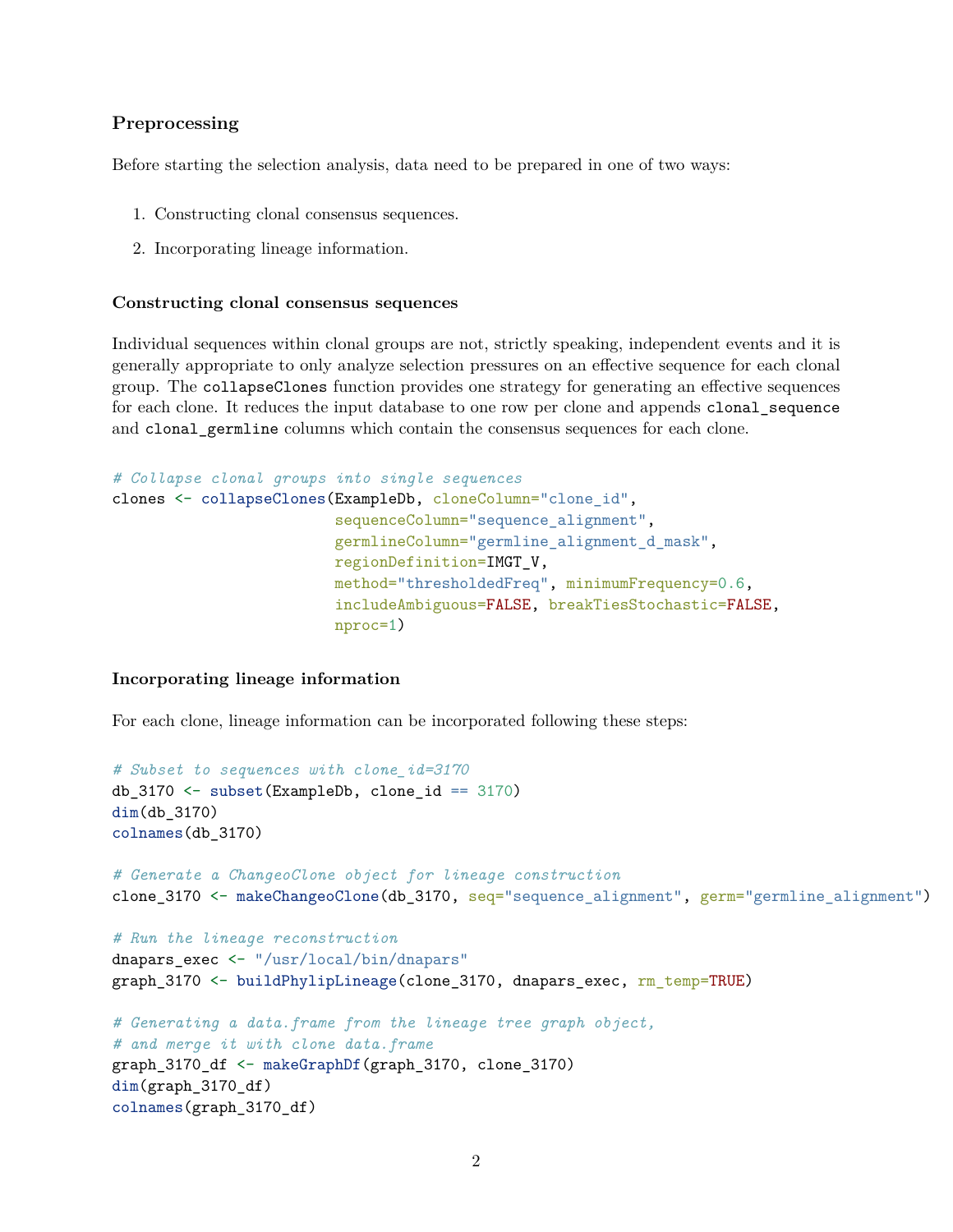### Preprocessing

Before starting the selection analysis, data need to be prepared in one of two ways:

1. Constructing clonal consensus sequences.
2. Incorporating lineage information.

#### Constructing clonal consensus sequences

Individual sequences within clonal groups are not, strictly speaking, independent events and it is generally appropriate to only analyze selection pressures on an effective sequence for each clonal group. The `collapseClones` function provides one strategy for generating an effective sequences for each clone. It reduces the input database to one row per clone and appends `clonal_sequence` and `clonal_germline` columns which contain the consensus sequences for each clone.

```
# Collapse clonal groups into single sequences
clones <- collapseClones(ExampleDb, cloneColumn="clone_id",
                         sequenceColumn="sequence_alignment",
                         germlineColumn="germline_alignment_d_mask",
                         regionDefinition=IMGT_V,
                         method="thresholdedFreq", minimumFrequency=0.6,
                         includeAmbiguous=FALSE, breakTiesStochastic=FALSE,
                         nproc=1)
```

#### Incorporating lineage information

For each clone, lineage information can be incorporated following these steps:

```
# Subset to sequences with clone_id=3170
db_3170 <- subset(ExampleDb, clone_id == 3170)
dim(db_3170)
colnames(db_3170)

# Generate a ChangeoClone object for lineage construction
clone_3170 <- makeChangeoClone(db_3170, seq="sequence_alignment", germ="germline_alignment")

# Run the lineage reconstruction
dnapars_exec <- "/usr/local/bin/dnapars"
graph_3170 <- buildPhylipLineage(clone_3170, dnapars_exec, rm_temp=TRUE)

# Generating a data.frame from the lineage tree graph object,
# and merge it with clone data.frame
graph_3170_df <- makeGraphDf(graph_3170, clone_3170)
dim(graph_3170_df)
colnames(graph_3170_df)
```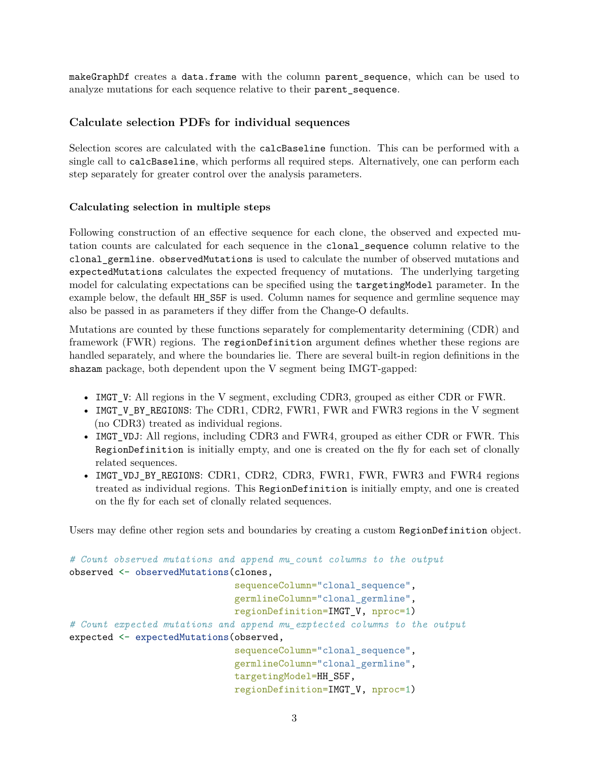`makeGraphDf` creates a `data.frame` with the column `parent_sequence`, which can be used to analyze mutations for each sequence relative to their `parent_sequence`.

## Calculate selection PDFs for individual sequences

Selection scores are calculated with the `calcBaseline` function. This can be performed with a single call to `calcBaseline`, which performs all required steps. Alternatively, one can perform each step separately for greater control over the analysis parameters.

### Calculating selection in multiple steps

Following construction of an effective sequence for each clone, the observed and expected mutation counts are calculated for each sequence in the `clonal_sequence` column relative to the `clonal_germline`. `observedMutations` is used to calculate the number of observed mutations and `expectedMutations` calculates the expected frequency of mutations. The underlying targeting model for calculating expectations can be specified using the `targetingModel` parameter. In the example below, the default `HH_S5F` is used. Column names for sequence and germline sequence may also be passed in as parameters if they differ from the Change-O defaults.

Mutations are counted by these functions separately for complementarity determining (CDR) and framework (FWR) regions. The `regionDefinition` argument defines whether these regions are handled separately, and where the boundaries lie. There are several built-in region definitions in the `shazam` package, both dependent upon the V segment being IMGT-gapped:

- `IMGT_V`: All regions in the V segment, excluding CDR3, grouped as either CDR or FWR.
- `IMGT_V_BY_REGIONS`: The CDR1, CDR2, FWR1, FWR and FWR3 regions in the V segment (no CDR3) treated as individual regions.
- `IMGT_VDJ`: All regions, including CDR3 and FWR4, grouped as either CDR or FWR. This `RegionDefinition` is initially empty, and one is created on the fly for each set of clonally related sequences.
- `IMGT_VDJ_BY_REGIONS`: CDR1, CDR2, CDR3, FWR1, FWR, FWR3 and FWR4 regions treated as individual regions. This `RegionDefinition` is initially empty, and one is created on the fly for each set of clonally related sequences.

Users may define other region sets and boundaries by creating a custom `RegionDefinition` object.

```r
# Count observed mutations and append mu_count columns to the output
observed <- observedMutations(clones,
                              sequenceColumn="clonal_sequence",
                              germlineColumn="clonal_germline",
                              regionDefinition=IMGT_V, nproc=1)
# Count expected mutations and append mu_exptected columns to the output
expected <- expectedMutations(observed,
                              sequenceColumn="clonal_sequence",
                              germlineColumn="clonal_germline",
                              targetingModel=HH_S5F,
                              regionDefinition=IMGT_V, nproc=1)
```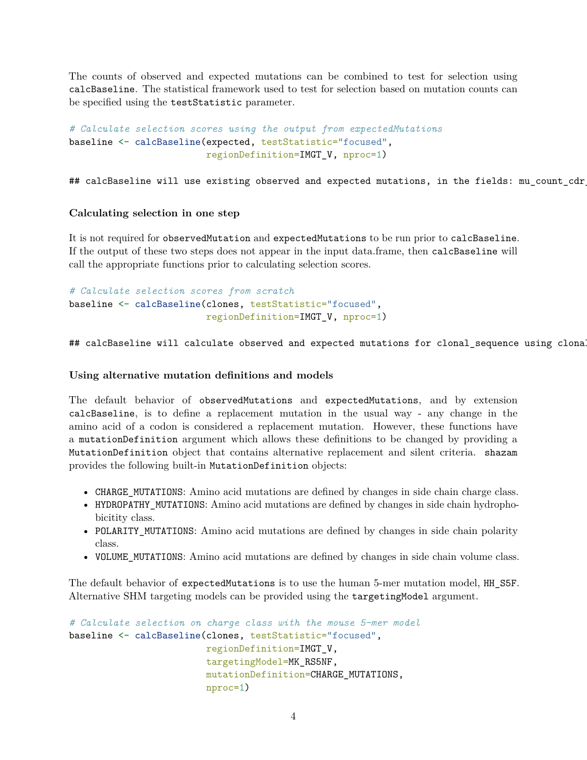The counts of observed and expected mutations can be combined to test for selection using `calcBaseline`. The statistical framework used to test for selection based on mutation counts can be specified using the `testStatistic` parameter.

```
# Calculate selection scores using the output from expectedMutations
baseline <- calcBaseline(expected, testStatistic="focused",
                         regionDefinition=IMGT_V, nproc=1)
```

```
## calcBaseline will use existing observed and expected mutations, in the fields: mu_count_cdr_
```

### Calculating selection in one step

It is not required for `observedMutation` and `expectedMutations` to be run prior to `calcBaseline`. If the output of these two steps does not appear in the input data.frame, then `calcBaseline` will call the appropriate functions prior to calculating selection scores.

```
# Calculate selection scores from scratch
baseline <- calcBaseline(clones, testStatistic="focused",
                         regionDefinition=IMGT_V, nproc=1)
```

```
## calcBaseline will calculate observed and expected mutations for clonal_sequence using clonal
```

### Using alternative mutation definitions and models

The default behavior of `observedMutations` and `expectedMutations`, and by extension `calcBaseline`, is to define a replacement mutation in the usual way - any change in the amino acid of a codon is considered a replacement mutation. However, these functions have a `mutationDefinition` argument which allows these definitions to be changed by providing a `MutationDefinition` object that contains alternative replacement and silent criteria. `shazam` provides the following built-in `MutationDefinition` objects:

- `CHARGE_MUTATIONS`: Amino acid mutations are defined by changes in side chain charge class.
- `HYDROPATHY_MUTATIONS`: Amino acid mutations are defined by changes in side chain hydrophobicitity class.
- `POLARITY_MUTATIONS`: Amino acid mutations are defined by changes in side chain polarity class.
- `VOLUME_MUTATIONS`: Amino acid mutations are defined by changes in side chain volume class.

The default behavior of `expectedMutations` is to use the human 5-mer mutation model, `HH_S5F`. Alternative SHM targeting models can be provided using the `targetingModel` argument.

```
# Calculate selection on charge class with the mouse 5-mer model
baseline <- calcBaseline(clones, testStatistic="focused",
                         regionDefinition=IMGT_V,
                         targetingModel=MK_RS5NF,
                         mutationDefinition=CHARGE_MUTATIONS,
                         nproc=1)
```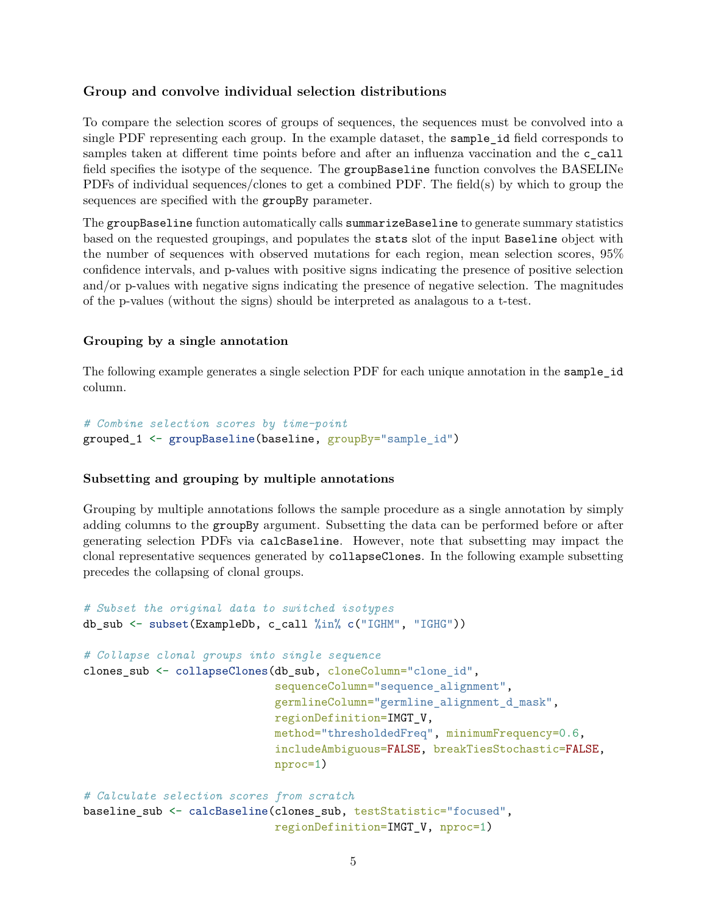### Group and convolve individual selection distributions

To compare the selection scores of groups of sequences, the sequences must be convolved into a single PDF representing each group. In the example dataset, the `sample_id` field corresponds to samples taken at different time points before and after an influenza vaccination and the `c_call` field specifies the isotype of the sequence. The `groupBaseline` function convolves the BASELINe PDFs of individual sequences/clones to get a combined PDF. The field(s) by which to group the sequences are specified with the `groupBy` parameter.

The `groupBaseline` function automatically calls `summarizeBaseline` to generate summary statistics based on the requested groupings, and populates the `stats` slot of the input `Baseline` object with the number of sequences with observed mutations for each region, mean selection scores, 95% confidence intervals, and p-values with positive signs indicating the presence of positive selection and/or p-values with negative signs indicating the presence of negative selection. The magnitudes of the p-values (without the signs) should be interpreted as analagous to a t-test.

#### Grouping by a single annotation

The following example generates a single selection PDF for each unique annotation in the `sample_id` column.

```
# Combine selection scores by time-point
grouped_1 <- groupBaseline(baseline, groupBy="sample_id")
```

#### Subsetting and grouping by multiple annotations

Grouping by multiple annotations follows the sample procedure as a single annotation by simply adding columns to the `groupBy` argument. Subsetting the data can be performed before or after generating selection PDFs via `calcBaseline`. However, note that subsetting may impact the clonal representative sequences generated by `collapseClones`. In the following example subsetting precedes the collapsing of clonal groups.

```
# Subset the original data to switched isotypes
db_sub <- subset(ExampleDb, c_call %in% c("IGHM", "IGHG"))

# Collapse clonal groups into single sequence
clones_sub <- collapseClones(db_sub, cloneColumn="clone_id",
                             sequenceColumn="sequence_alignment",
                             germlineColumn="germline_alignment_d_mask",
                             regionDefinition=IMGT_V,
                             method="thresholdedFreq", minimumFrequency=0.6,
                             includeAmbiguous=FALSE, breakTiesStochastic=FALSE,
                             nproc=1)

# Calculate selection scores from scratch
baseline_sub <- calcBaseline(clones_sub, testStatistic="focused",
                             regionDefinition=IMGT_V, nproc=1)
```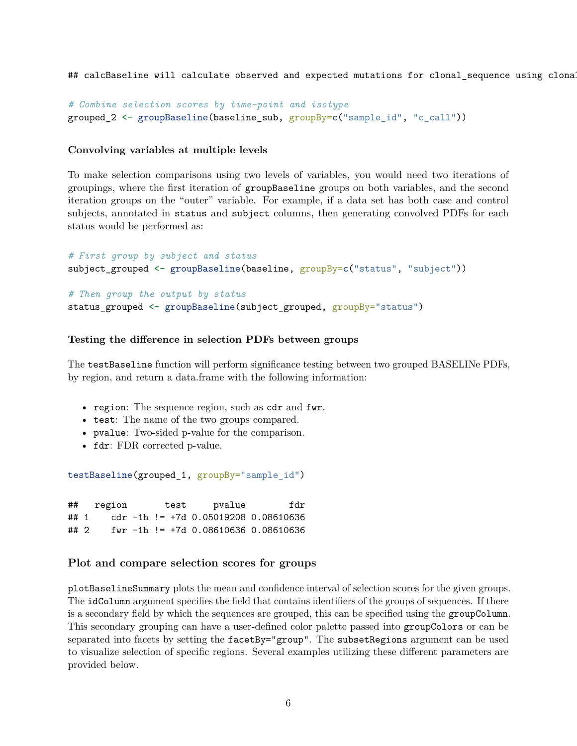```
## calcBaseline will calculate observed and expected mutations for clonal_sequence using clonal
```

```
# Combine selection scores by time-point and isotype
grouped_2 <- groupBaseline(baseline_sub, groupBy=c("sample_id", "c_call"))
```

#### Convolving variables at multiple levels

To make selection comparisons using two levels of variables, you would need two iterations of groupings, where the first iteration of `groupBaseline` groups on both variables, and the second iteration groups on the "outer" variable. For example, if a data set has both case and control subjects, annotated in `status` and `subject` columns, then generating convolved PDFs for each status would be performed as:

```
# First group by subject and status
subject_grouped <- groupBaseline(baseline, groupBy=c("status", "subject"))

# Then group the output by status
status_grouped <- groupBaseline(subject_grouped, groupBy="status")
```

#### Testing the difference in selection PDFs between groups

The `testBaseline` function will perform significance testing between two grouped BASELINe PDFs, by region, and return a data.frame with the following information:

- `region`: The sequence region, such as `cdr` and `fwr`.
- `test`: The name of the two groups compared.
- `pvalue`: Two-sided p-value for the comparison.
- `fdr`: FDR corrected p-value.

```
testBaseline(grouped_1, groupBy="sample_id")
```

```
##   region       test     pvalue        fdr
## 1    cdr -1h != +7d 0.05019208 0.08610636
## 2    fwr -1h != +7d 0.08610636 0.08610636
```

### Plot and compare selection scores for groups

`plotBaselineSummary` plots the mean and confidence interval of selection scores for the given groups. The `idColumn` argument specifies the field that contains identifiers of the groups of sequences. If there is a secondary field by which the sequences are grouped, this can be specified using the `groupColumn`. This secondary grouping can have a user-defined color palette passed into `groupColors` or can be separated into facets by setting the `facetBy="group"`. The `subsetRegions` argument can be used to visualize selection of specific regions. Several examples utilizing these different parameters are provided below.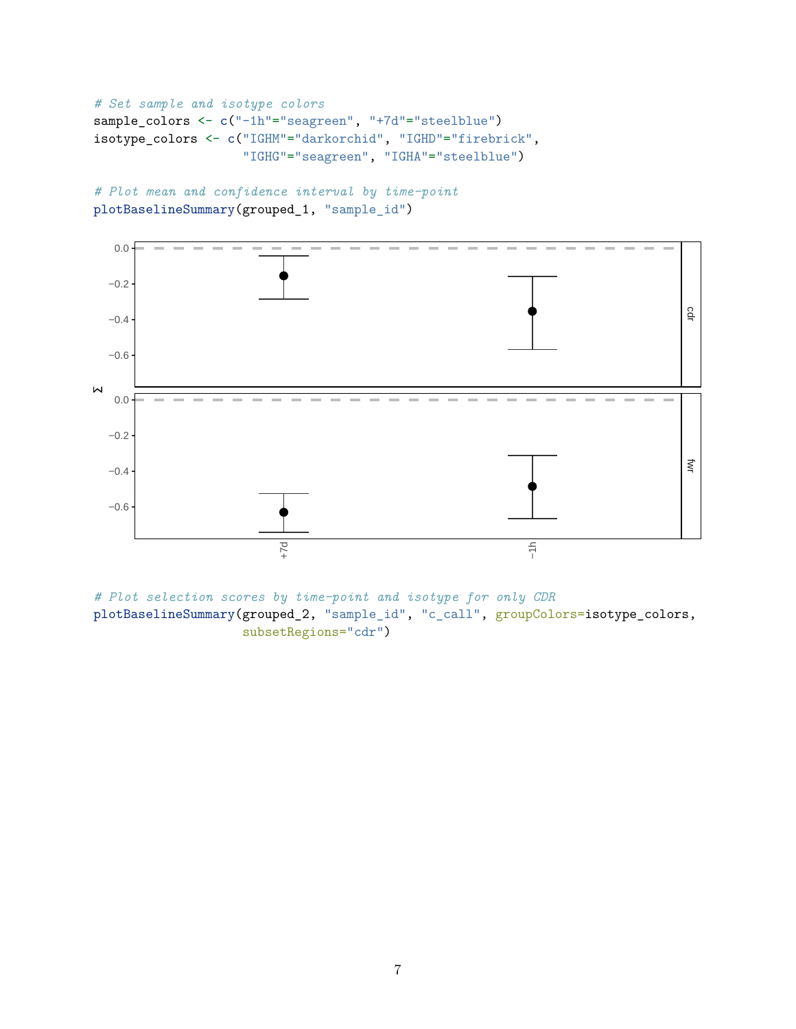```r
# Set sample and isotype colors
sample_colors <- c("-1h"="seagreen", "+7d"="steelblue")
isotype_colors <- c("IGHM"="darkorchid", "IGHD"="firebrick",
                    "IGHG"="seagreen", "IGHA"="steelblue")

# Plot mean and confidence interval by time-point
plotBaselineSummary(grouped_1, "sample_id")
```

```r
# Plot selection scores by time-point and isotype for only CDR
plotBaselineSummary(grouped_2, "sample_id", "c_call", groupColors=isotype_colors,
                    subsetRegions="cdr")
```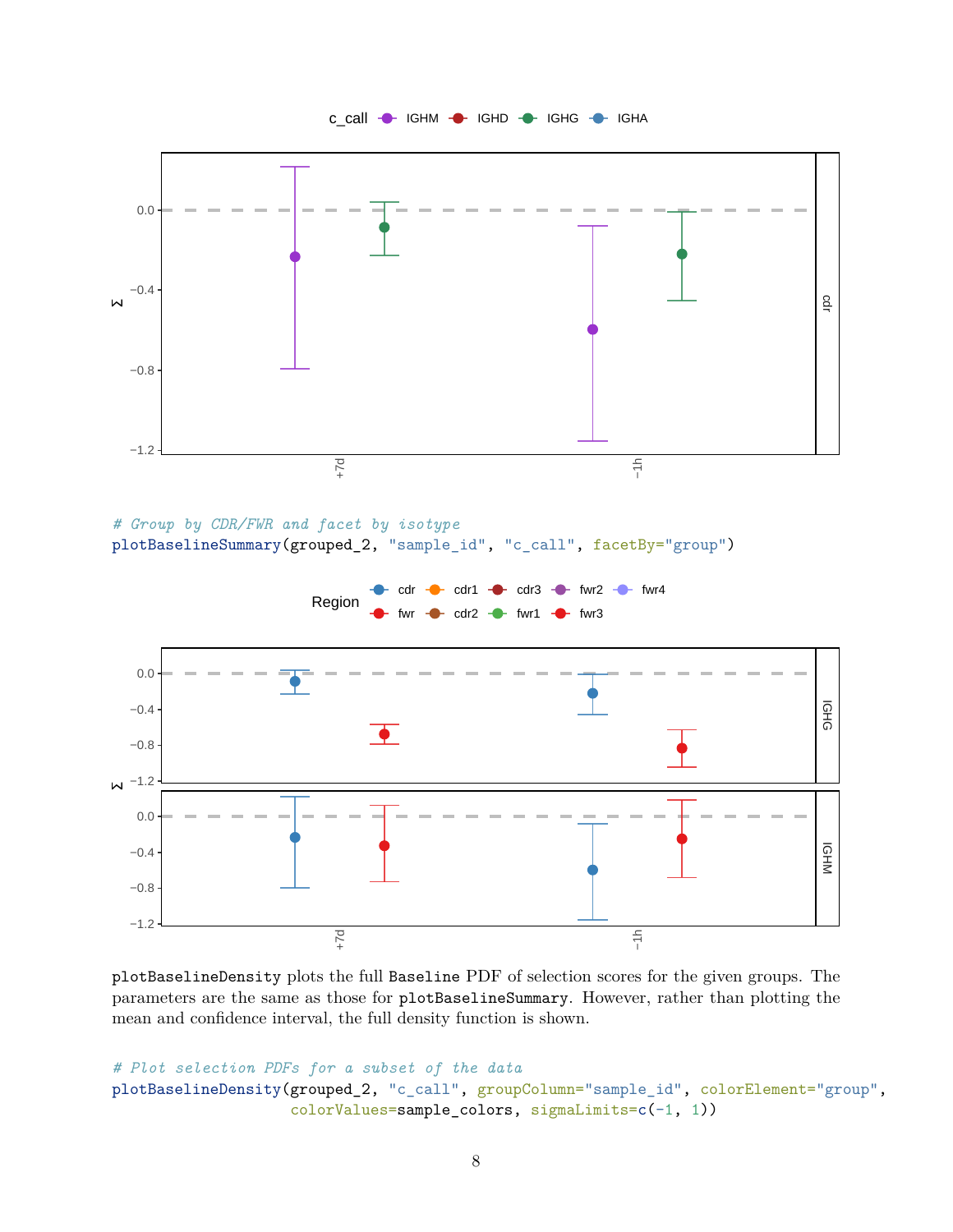```
# Group by CDR/FWR and facet by isotype
plotBaselineSummary(grouped_2, "sample_id", "c_call", facetBy="group")
```

`plotBaselineDensity` plots the full `Baseline` PDF of selection scores for the given groups. The parameters are the same as those for `plotBaselineSummary`. However, rather than plotting the mean and confidence interval, the full density function is shown.

```
# Plot selection PDFs for a subset of the data
plotBaselineDensity(grouped_2, "c_call", groupColumn="sample_id", colorElement="group",
                    colorValues=sample_colors, sigmaLimits=c(-1, 1))
```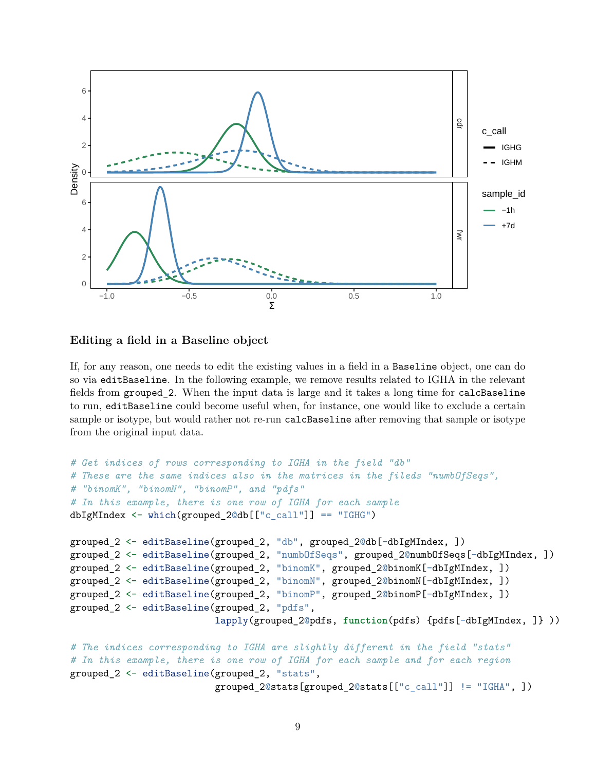6
4
2
0
6
4
2
0
−1.0
−0.5
0.0
0.5
1.0
Density
Σ
cdr
fwr
c_call
IGHG
IGHM
sample_id
−1h
+7d

### Editing a field in a Baseline object

If, for any reason, one needs to edit the existing values in a field in a `Baseline` object, one can do so via `editBaseline`. In the following example, we remove results related to IGHA in the relevant fields from `grouped_2`. When the input data is large and it takes a long time for `calcBaseline` to run, `editBaseline` could become useful when, for instance, one would like to exclude a certain sample or isotype, but would rather not re-run `calcBaseline` after removing that sample or isotype from the original input data.

```
# Get indices of rows corresponding to IGHA in the field "db"
# These are the same indices also in the matrices in the fileds "numbOfSeqs",
# "binomK", "binomN", "binomP", and "pdfs"
# In this example, there is one row of IGHA for each sample
dbIgMIndex <- which(grouped_2@db[["c_call"]] == "IGHG")

grouped_2 <- editBaseline(grouped_2, "db", grouped_2@db[-dbIgMIndex, ])
grouped_2 <- editBaseline(grouped_2, "numbOfSeqs", grouped_2@numbOfSeqs[-dbIgMIndex, ])
grouped_2 <- editBaseline(grouped_2, "binomK", grouped_2@binomK[-dbIgMIndex, ])
grouped_2 <- editBaseline(grouped_2, "binomN", grouped_2@binomN[-dbIgMIndex, ])
grouped_2 <- editBaseline(grouped_2, "binomP", grouped_2@binomP[-dbIgMIndex, ])
grouped_2 <- editBaseline(grouped_2, "pdfs",
                          lapply(grouped_2@pdfs, function(pdfs) {pdfs[-dbIgMIndex, ]} ))

# The indices corresponding to IGHA are slightly different in the field "stats"
# In this example, there is one row of IGHA for each sample and for each region
grouped_2 <- editBaseline(grouped_2, "stats",
                          grouped_2@stats[grouped_2@stats[["c_call"]] != "IGHA", ])
```